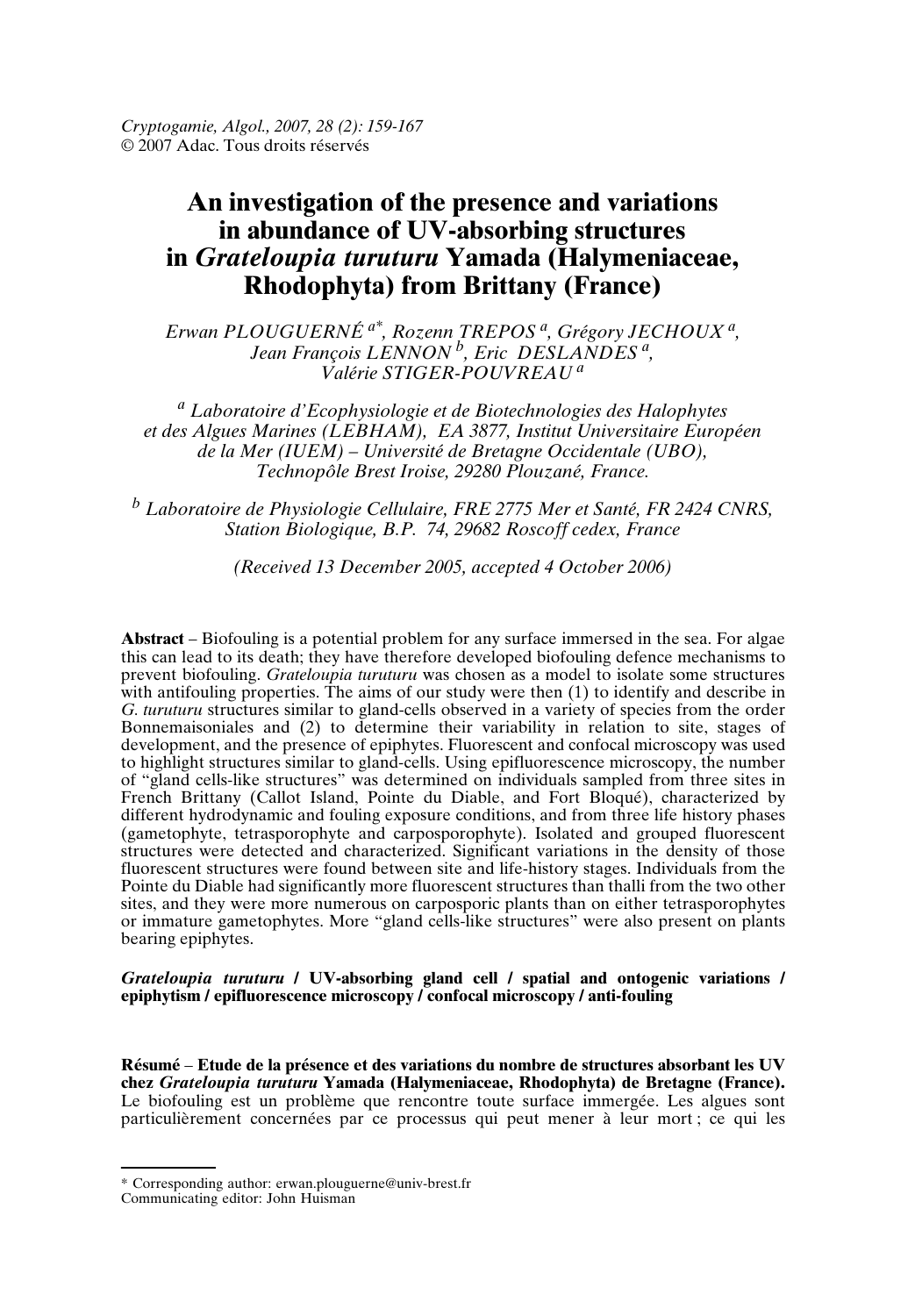*Cryptogamie, Algol., 2007, 28 (2): 159-167*
© 2007 Adac. Tous droits réservés

# An investigation of the presence and variations in abundance of UV-absorbing structures in *Grateloupia turuturu* Yamada (Halymeniaceae, Rhodophyta) from Brittany (France)

*Erwan PLOUGUERNÉ [a]\*, Rozenn TREPOS [a], Grégory JECHOUX [a], Jean François LENNON [b], Eric DESLANDES [a], Valérie STIGER-POUVREAU [a]*

[a] *Laboratoire d'Ecophysiologie et de Biotechnologies des Halophytes et des Algues Marines (LEBHAM), EA 3877, Institut Universitaire Européen de la Mer (IUEM) – Université de Bretagne Occidentale (UBO), Technopôle Brest Iroise, 29280 Plouzané, France.*

[b] *Laboratoire de Physiologie Cellulaire, FRE 2775 Mer et Santé, FR 2424 CNRS, Station Biologique, B.P. 74, 29682 Roscoff cedex, France*

*(Received 13 December 2005, accepted 4 October 2006)*

**Abstract** – Biofouling is a potential problem for any surface immersed in the sea. For algae this can lead to its death; they have therefore developed biofouling defence mechanisms to prevent biofouling. *Grateloupia turuturu* was chosen as a model to isolate some structures with antifouling properties. The aims of our study were then (1) to identify and describe in *G. turuturu* structures similar to gland-cells observed in a variety of species from the order Bonnemaisoniales and (2) to determine their variability in relation to site, stages of development, and the presence of epiphytes. Fluorescent and confocal microscopy was used to highlight structures similar to gland-cells. Using epifluorescence microscopy, the number of "gland cells-like structures" was determined on individuals sampled from three sites in French Brittany (Callot Island, Pointe du Diable, and Fort Bloqué), characterized by different hydrodynamic and fouling exposure conditions, and from three life history phases (gametophyte, tetrasporophyte and carposporophyte). Isolated and grouped fluorescent structures were detected and characterized. Significant variations in the density of those fluorescent structures were found between site and life-history stages. Individuals from the Pointe du Diable had significantly more fluorescent structures than thalli from the two other sites, and they were more numerous on carposporic plants than on either tetrasporophytes or immature gametophytes. More "gland cells-like structures" were also present on plants bearing epiphytes.

***Grateloupia turuturu* / UV-absorbing gland cell / spatial and ontogenic variations / epiphytism / epifluorescence microscopy / confocal microscopy / anti-fouling**

**Résumé** – **Etude de la présence et des variations du nombre de structures absorbant les UV chez *Grateloupia turuturu* Yamada (Halymeniaceae, Rhodophyta) de Bretagne (France).** Le biofouling est un problème que rencontre toute surface immergée. Les algues sont particulièrement concernées par ce processus qui peut mener à leur mort ; ce qui les

\* Corresponding author: erwan.plouguerne@univ-brest.fr
Communicating editor: John Huisman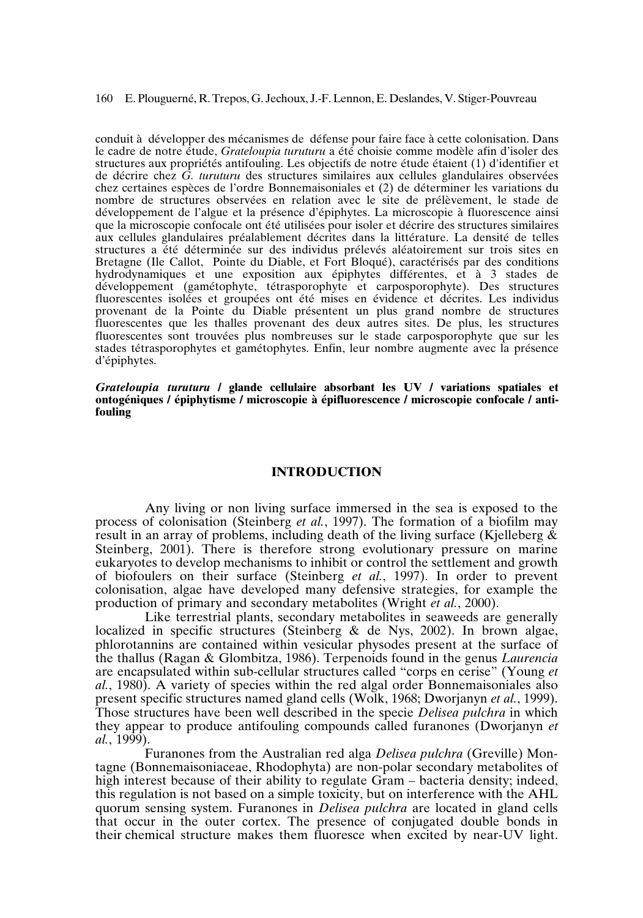conduit à développer des mécanismes de défense pour faire face à cette colonisation. Dans le cadre de notre étude, *Grateloupia turuturu* a été choisie comme modèle afin d'isoler des structures aux propriétés antifouling. Les objectifs de notre étude étaient (1) d'identifier et de décrire chez *G. turuturu* des structures similaires aux cellules glandulaires observées chez certaines espèces de l'ordre Bonnemaisoniales et (2) de déterminer les variations du nombre de structures observées en relation avec le site de prélèvement, le stade de développement de l'algue et la présence d'épiphytes. La microscopie à fluorescence ainsi que la microscopie confocale ont été utilisées pour isoler et décrire des structures similaires aux cellules glandulaires préalablement décrites dans la littérature. La densité de telles structures a été déterminée sur des individus prélevés aléatoirement sur trois sites en Bretagne (Ile Callot, Pointe du Diable, et Fort Bloqué), caractérisés par des conditions hydrodynamiques et une exposition aux épiphytes différentes, et à 3 stades de développement (gamétophyte, tétrasporophyte et carposporophyte). Des structures fluorescentes isolées et groupées ont été mises en évidence et décrites. Les individus provenant de la Pointe du Diable présentent un plus grand nombre de structures fluorescentes que les thalles provenant des deux autres sites. De plus, les structures fluorescentes sont trouvées plus nombreuses sur le stade carposporophyte que sur les stades tétrasporophytes et gamétophytes. Enfin, leur nombre augmente avec la présence d'épiphytes.

***Grateloupia turuturu* / glande cellulaire absorbant les UV / variations spatiales et ontogéniques / épiphytisme / microscopie à épifluorescence / microscopie confocale / anti-fouling**

## INTRODUCTION

Any living or non living surface immersed in the sea is exposed to the process of colonisation (Steinberg *et al.*, 1997). The formation of a biofilm may result in an array of problems, including death of the living surface (Kjelleberg & Steinberg, 2001). There is therefore strong evolutionary pressure on marine eukaryotes to develop mechanisms to inhibit or control the settlement and growth of biofoulers on their surface (Steinberg *et al.*, 1997). In order to prevent colonisation, algae have developed many defensive strategies, for example the production of primary and secondary metabolites (Wright *et al.*, 2000).

Like terrestrial plants, secondary metabolites in seaweeds are generally localized in specific structures (Steinberg & de Nys, 2002). In brown algae, phlorotannins are contained within vesicular physodes present at the surface of the thallus (Ragan & Glombitza, 1986). Terpenoids found in the genus *Laurencia* are encapsulated within sub-cellular structures called "corps en cerise" (Young *et al.*, 1980). A variety of species within the red algal order Bonnemaisoniales also present specific structures named gland cells (Wolk, 1968; Dworjanyn *et al.*, 1999). Those structures have been well described in the specie *Delisea pulchra* in which they appear to produce antifouling compounds called furanones (Dworjanyn *et al.*, 1999).

Furanones from the Australian red alga *Delisea pulchra* (Greville) Montagne (Bonnemaisoniaceae, Rhodophyta) are non-polar secondary metabolites of high interest because of their ability to regulate Gram – bacteria density; indeed, this regulation is not based on a simple toxicity, but on interference with the AHL quorum sensing system. Furanones in *Delisea pulchra* are located in gland cells that occur in the outer cortex. The presence of conjugated double bonds in their chemical structure makes them fluoresce when excited by near-UV light.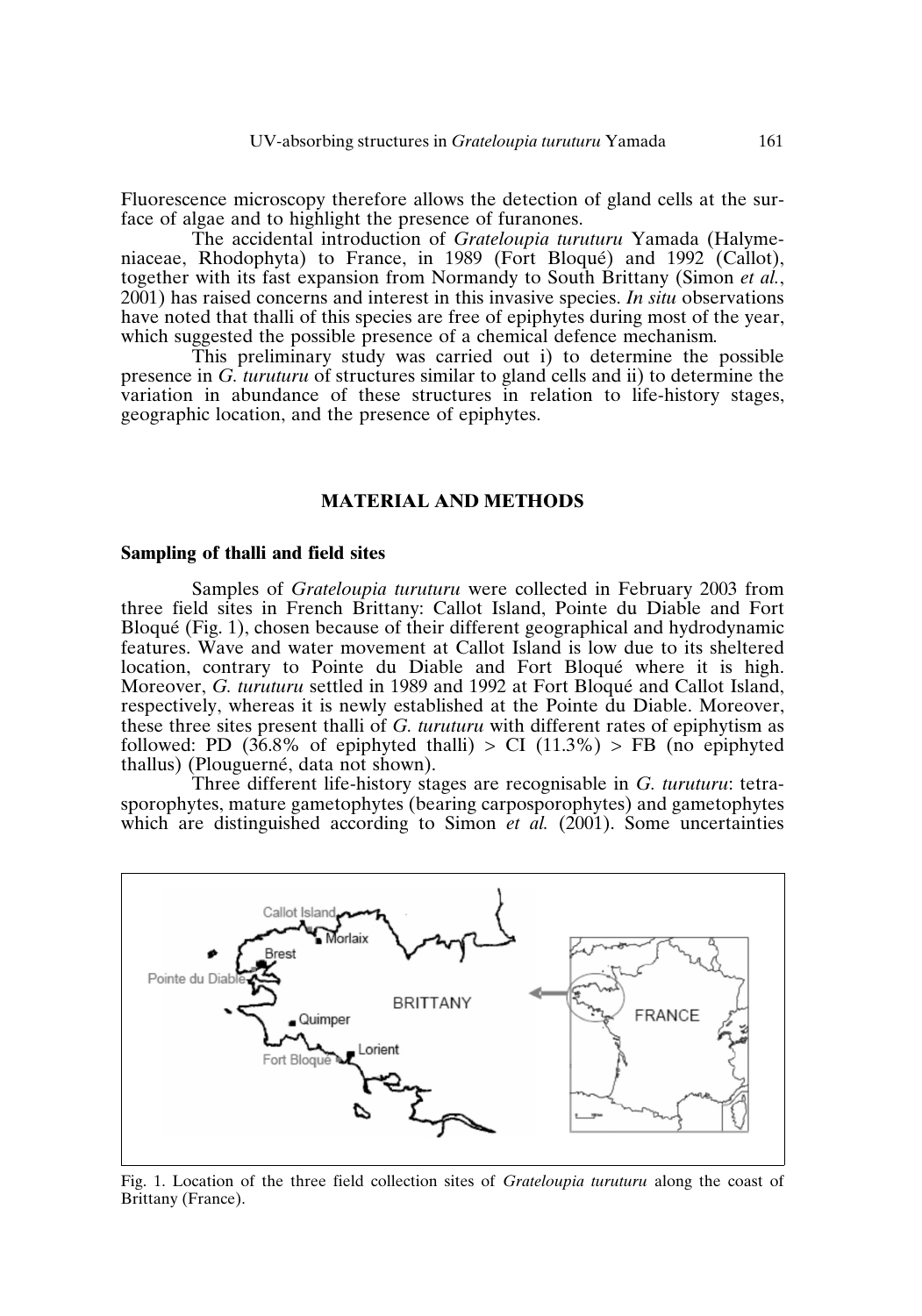Fluorescence microscopy therefore allows the detection of gland cells at the surface of algae and to highlight the presence of furanones.

The accidental introduction of *Grateloupia turuturu* Yamada (Halymeniaceae, Rhodophyta) to France, in 1989 (Fort Bloqué) and 1992 (Callot), together with its fast expansion from Normandy to South Brittany (Simon *et al.*, 2001) has raised concerns and interest in this invasive species. *In situ* observations have noted that thalli of this species are free of epiphytes during most of the year, which suggested the possible presence of a chemical defence mechanism.

This preliminary study was carried out i) to determine the possible presence in *G. turuturu* of structures similar to gland cells and ii) to determine the variation in abundance of these structures in relation to life-history stages, geographic location, and the presence of epiphytes.

## MATERIAL AND METHODS

### Sampling of thalli and field sites

Samples of *Grateloupia turuturu* were collected in February 2003 from three field sites in French Brittany: Callot Island, Pointe du Diable and Fort Bloqué (Fig. 1), chosen because of their different geographical and hydrodynamic features. Wave and water movement at Callot Island is low due to its sheltered location, contrary to Pointe du Diable and Fort Bloqué where it is high. Moreover, *G. turuturu* settled in 1989 and 1992 at Fort Bloqué and Callot Island, respectively, whereas it is newly established at the Pointe du Diable. Moreover, these three sites present thalli of *G. turuturu* with different rates of epiphytism as followed: PD (36.8% of epiphyted thalli) > CI (11.3%) > FB (no epiphyted thallus) (Plouguerné, data not shown).

Three different life-history stages are recognisable in *G. turuturu*: tetrasporophytes, mature gametophytes (bearing carposporophytes) and gametophytes which are distinguished according to Simon *et al.* (2001). Some uncertainties

Fig. 1. Location of the three field collection sites of *Grateloupia turuturu* along the coast of Brittany (France).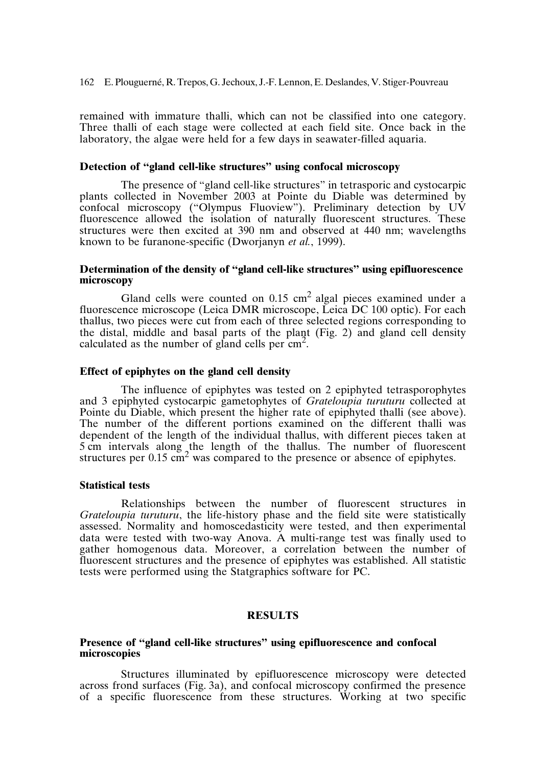remained with immature thalli, which can not be classified into one category. Three thalli of each stage were collected at each field site. Once back in the laboratory, the algae were held for a few days in seawater-filled aquaria.

### Detection of "gland cell-like structures" using confocal microscopy

The presence of "gland cell-like structures" in tetrasporic and cystocarpic plants collected in November 2003 at Pointe du Diable was determined by confocal microscopy ("Olympus Fluoview"). Preliminary detection by UV fluorescence allowed the isolation of naturally fluorescent structures. These structures were then excited at 390 nm and observed at 440 nm; wavelengths known to be furanone-specific (Dworjanyn *et al.*, 1999).

### Determination of the density of "gland cell-like structures" using epifluorescence microscopy

Gland cells were counted on 0.15 $cm^2$ algal pieces examined under a fluorescence microscope (Leica DMR microscope, Leica DC 100 optic). For each thallus, two pieces were cut from each of three selected regions corresponding to the distal, middle and basal parts of the plant (Fig. 2) and gland cell density calculated as the number of gland cells per $cm^2$.

### Effect of epiphytes on the gland cell density

The influence of epiphytes was tested on 2 epiphyted tetrasporophytes and 3 epiphyted cystocarpic gametophytes of *Grateloupia turuturu* collected at Pointe du Diable, which present the higher rate of epiphyted thalli (see above). The number of the different portions examined on the different thalli was dependent of the length of the individual thallus, with different pieces taken at 5 cm intervals along the length of the thallus. The number of fluorescent structures per 0.15 $cm^2$ was compared to the presence or absence of epiphytes.

### Statistical tests

Relationships between the number of fluorescent structures in *Grateloupia turuturu*, the life-history phase and the field site were statistically assessed. Normality and homoscedasticity were tested, and then experimental data were tested with two-way Anova. A multi-range test was finally used to gather homogenous data. Moreover, a correlation between the number of fluorescent structures and the presence of epiphytes was established. All statistic tests were performed using the Statgraphics software for PC.

## RESULTS

### Presence of "gland cell-like structures" using epifluorescence and confocal microscopies

Structures illuminated by epifluorescence microscopy were detected across frond surfaces (Fig. 3a), and confocal microscopy confirmed the presence of a specific fluorescence from these structures. Working at two specific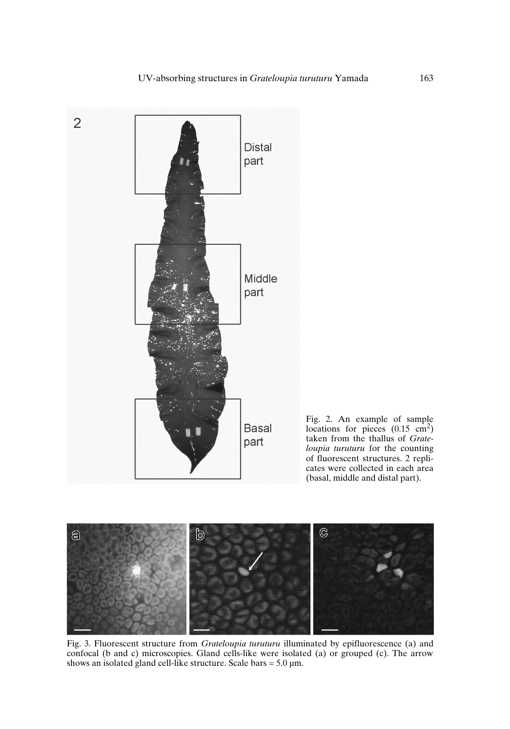Fig. 2. An example of sample locations for pieces (0.15 $cm^2$) taken from the thallus of *Grateloupia turuturu* for the counting of fluorescent structures. 2 replicates were collected in each area (basal, middle and distal part).

Fig. 3. Fluorescent structure from *Grateloupia turuturu* illuminated by epifluorescence (a) and confocal (b and c) microscopies. Gland cells-like were isolated (a) or grouped (c). The arrow shows an isolated gland cell-like structure. Scale bars = 5.0 µm.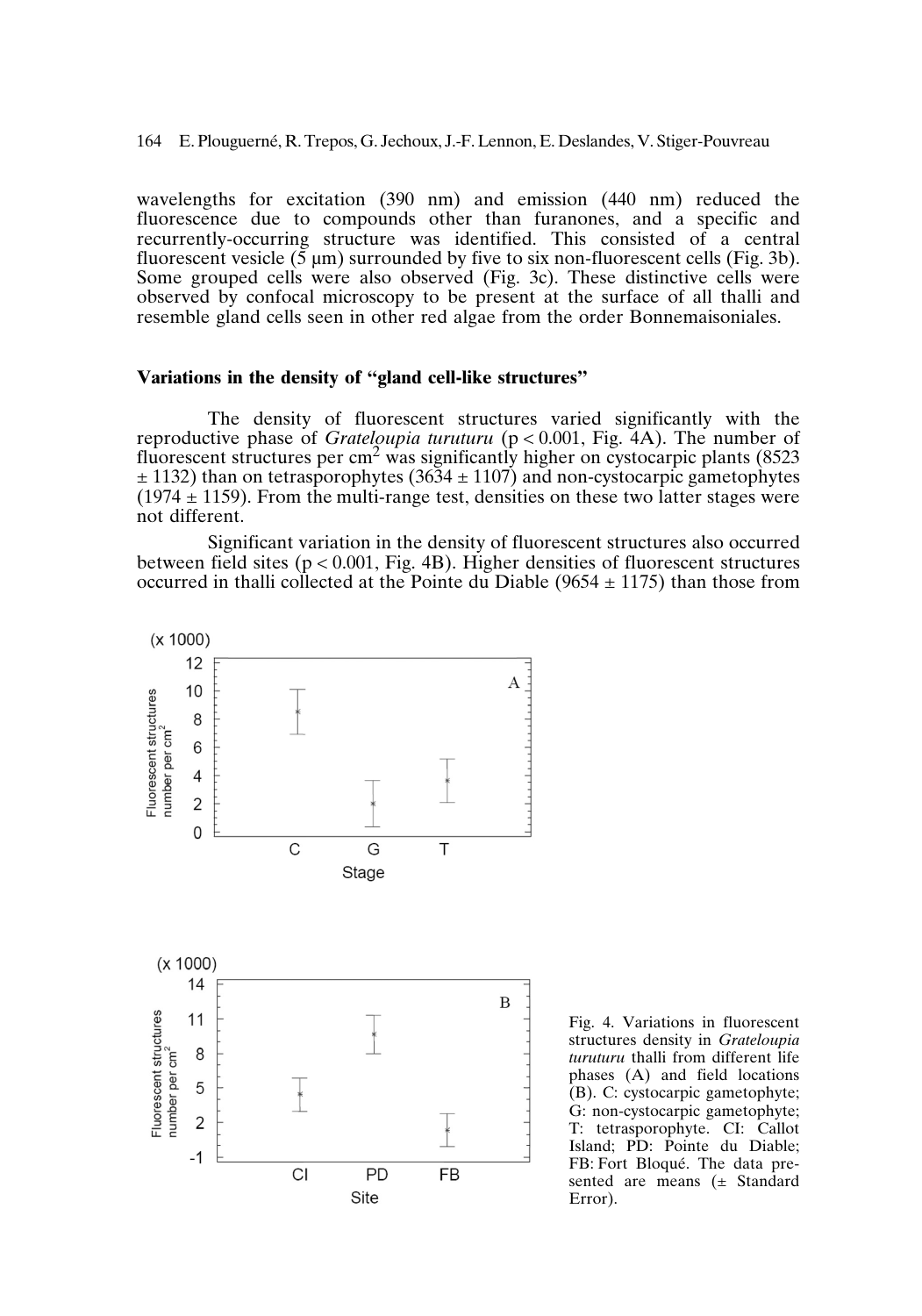wavelengths for excitation (390 nm) and emission (440 nm) reduced the fluorescence due to compounds other than furanones, and a specific and recurrently-occurring structure was identified. This consisted of a central fluorescent vesicle (5 µm) surrounded by five to six non-fluorescent cells (Fig. 3b). Some grouped cells were also observed (Fig. 3c). These distinctive cells were observed by confocal microscopy to be present at the surface of all thalli and resemble gland cells seen in other red algae from the order Bonnemaisoniales.

### Variations in the density of "gland cell-like structures"

The density of fluorescent structures varied significantly with the reproductive phase of *Grateloupia turuturu* ($p < 0.001$, Fig. 4A). The number of fluorescent structures per $cm^2$ was significantly higher on cystocarpic plants (8523 ± 1132) than on tetrasporophytes (3634 ± 1107) and non-cystocarpic gametophytes (1974 ± 1159). From the multi-range test, densities on these two latter stages were not different.

Significant variation in the density of fluorescent structures also occurred between field sites ($p < 0.001$, Fig. 4B). Higher densities of fluorescent structures occurred in thalli collected at the Pointe du Diable (9654 ± 1175) than those from

Fig. 4. Variations in fluorescent structures density in *Grateloupia turuturu* thalli from different life phases (A) and field locations (B). C: cystocarpic gametophyte; G: non-cystocarpic gametophyte; T: tetrasporophyte. CI: Callot Island; PD: Pointe du Diable; FB: Fort Bloqué. The data presented are means (± Standard Error).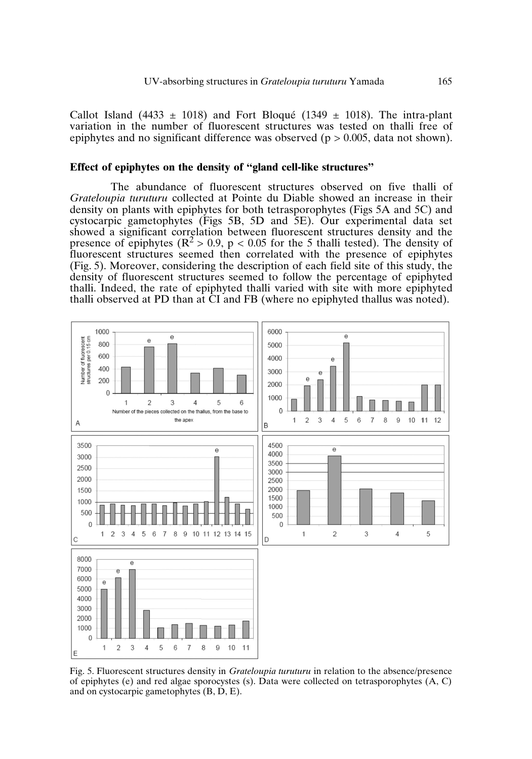Callot Island (4433 ± 1018) and Fort Bloqué (1349 ± 1018). The intra-plant variation in the number of fluorescent structures was tested on thalli free of epiphytes and no significant difference was observed ($p > 0.005$, data not shown).

### Effect of epiphytes on the density of "gland cell-like structures"

The abundance of fluorescent structures observed on five thalli of *Grateloupia turuturu* collected at Pointe du Diable showed an increase in their density on plants with epiphytes for both tetrasporophytes (Figs 5A and 5C) and cystocarpic gametophytes (Figs 5B, 5D and 5E). Our experimental data set showed a significant correlation between fluorescent structures density and the presence of epiphytes ($R^2 > 0.9$, $p < 0.05$ for the 5 thalli tested). The density of fluorescent structures seemed then correlated with the presence of epiphytes (Fig. 5). Moreover, considering the description of each field site of this study, the density of fluorescent structures seemed to follow the percentage of epiphyted thalli. Indeed, the rate of epiphyted thalli varied with site with more epiphyted thalli observed at PD than at CI and FB (where no epiphyted thallus was noted).

Fig. 5. Fluorescent structures density in *Grateloupia turuturu* in relation to the absence/presence of epiphytes (e) and red algae sporocystes (s). Data were collected on tetrasporophytes (A, C) and on cystocarpic gametophytes (B, D, E).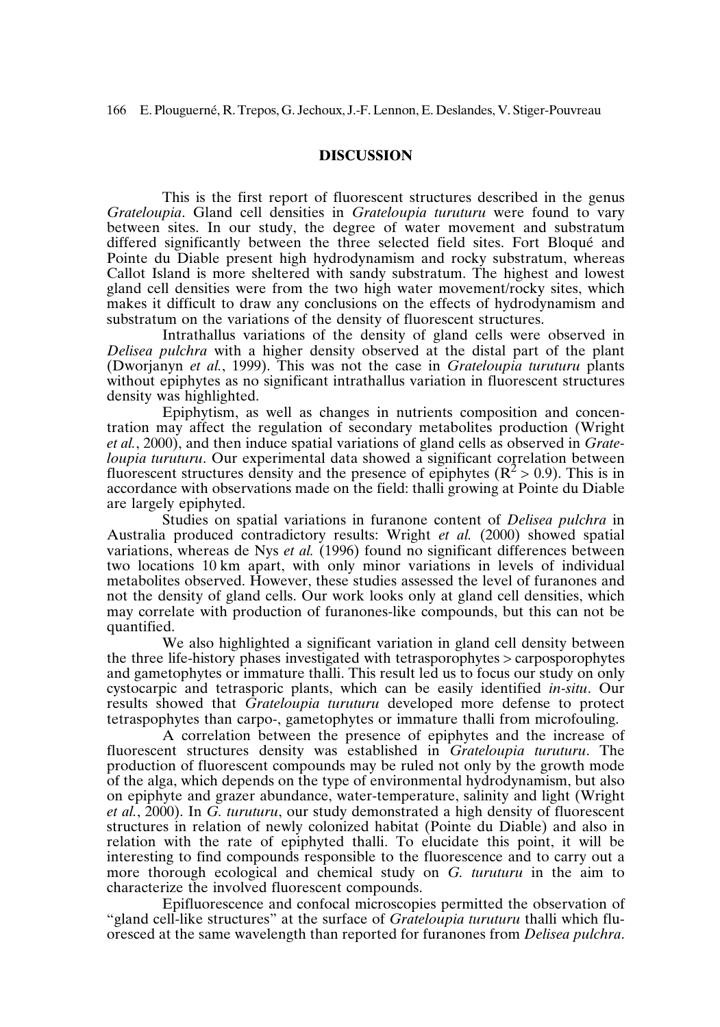## DISCUSSION

This is the first report of fluorescent structures described in the genus *Grateloupia*. Gland cell densities in *Grateloupia turuturu* were found to vary between sites. In our study, the degree of water movement and substratum differed significantly between the three selected field sites. Fort Bloqué and Pointe du Diable present high hydrodynamism and rocky substratum, whereas Callot Island is more sheltered with sandy substratum. The highest and lowest gland cell densities were from the two high water movement/rocky sites, which makes it difficult to draw any conclusions on the effects of hydrodynamism and substratum on the variations of the density of fluorescent structures.

Intrathallus variations of the density of gland cells were observed in *Delisea pulchra* with a higher density observed at the distal part of the plant (Dworjanyn *et al.*, 1999). This was not the case in *Grateloupia turuturu* plants without epiphytes as no significant intrathallus variation in fluorescent structures density was highlighted.

Epiphytism, as well as changes in nutrients composition and concentration may affect the regulation of secondary metabolites production (Wright *et al.*, 2000), and then induce spatial variations of gland cells as observed in *Grateloupia turuturu*. Our experimental data showed a significant correlation between fluorescent structures density and the presence of epiphytes ($R^2 > 0.9$). This is in accordance with observations made on the field: thalli growing at Pointe du Diable are largely epiphyted.

Studies on spatial variations in furanone content of *Delisea pulchra* in Australia produced contradictory results: Wright *et al.* (2000) showed spatial variations, whereas de Nys *et al.* (1996) found no significant differences between two locations 10 km apart, with only minor variations in levels of individual metabolites observed. However, these studies assessed the level of furanones and not the density of gland cells. Our work looks only at gland cell densities, which may correlate with production of furanones-like compounds, but this can not be quantified.

We also highlighted a significant variation in gland cell density between the three life-history phases investigated with tetrasporophytes > carposporophytes and gametophytes or immature thalli. This result led us to focus our study on only cystocarpic and tetrasporic plants, which can be easily identified *in-situ*. Our results showed that *Grateloupia turuturu* developed more defense to protect tetraspophytes than carpo-, gametophytes or immature thalli from microfouling.

A correlation between the presence of epiphytes and the increase of fluorescent structures density was established in *Grateloupia turuturu*. The production of fluorescent compounds may be ruled not only by the growth mode of the alga, which depends on the type of environmental hydrodynamism, but also on epiphyte and grazer abundance, water-temperature, salinity and light (Wright *et al.*, 2000). In *G. turuturu*, our study demonstrated a high density of fluorescent structures in relation of newly colonized habitat (Pointe du Diable) and also in relation with the rate of epiphyted thalli. To elucidate this point, it will be interesting to find compounds responsible to the fluorescence and to carry out a more thorough ecological and chemical study on *G. turuturu* in the aim to characterize the involved fluorescent compounds.

Epifluorescence and confocal microscopies permitted the observation of "gland cell-like structures" at the surface of *Grateloupia turuturu* thalli which fluoresced at the same wavelength than reported for furanones from *Delisea pulchra*.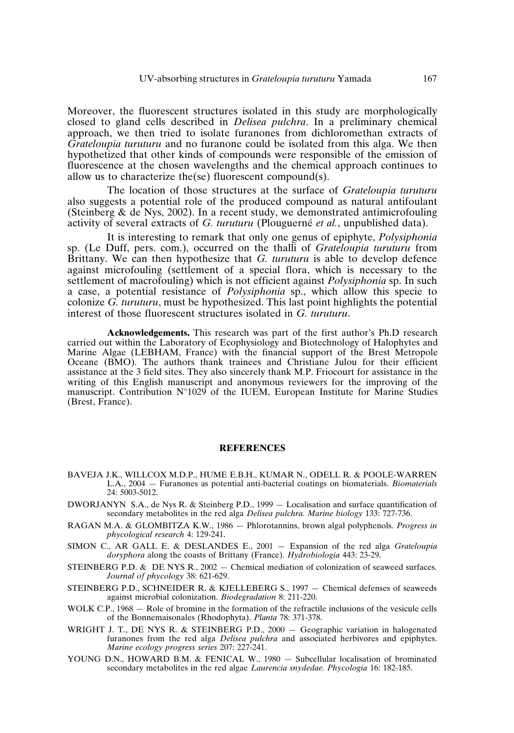Moreover, the fluorescent structures isolated in this study are morphologically closed to gland cells described in *Delisea pulchra*. In a preliminary chemical approach, we then tried to isolate furanones from dichloromethan extracts of *Grateloupia turuturu* and no furanone could be isolated from this alga. We then hypothetized that other kinds of compounds were responsible of the emission of fluorescence at the chosen wavelengths and the chemical approach continues to allow us to characterize the(se) fluorescent compound(s).

The location of those structures at the surface of *Grateloupia turuturu* also suggests a potential role of the produced compound as natural antifoulant (Steinberg & de Nys, 2002). In a recent study, we demonstrated antimicrofouling activity of several extracts of *G. turuturu* (Plouguerné *et al.*, unpublished data).

It is interesting to remark that only one genus of epiphyte, *Polysiphonia* sp. (Le Duff, pers. com.), occurred on the thalli of *Grateloupia turuturu* from Brittany. We can then hypothesize that *G. turuturu* is able to develop defence against microfouling (settlement of a special flora, which is necessary to the settlement of macrofouling) which is not efficient against *Polysiphonia* sp. In such a case, a potential resistance of *Polysiphonia* sp., which allow this specie to colonize *G. turuturu*, must be hypothesized. This last point highlights the potential interest of those fluorescent structures isolated in *G. turuturu*.

**Acknowledgements.** This research was part of the first author's Ph.D research carried out within the Laboratory of Ecophysiology and Biotechnology of Halophytes and Marine Algae (LEBHAM, France) with the financial support of the Brest Metropole Oceane (BMO). The authors thank trainees and Christiane Julou for their efficient assistance at the 3 field sites. They also sincerely thank M.P. Friocourt for assistance in the writing of this English manuscript and anonymous reviewers for the improving of the manuscript. Contribution N°1029 of the IUEM, European Institute for Marine Studies (Brest, France).

## REFERENCES

BAVEJA J.K., WILLCOX M.D.P., HUME E.B.H., KUMAR N., ODELL R. & POOLE-WARREN L.A., 2004 — Furanones as potential anti-bacterial coatings on biomaterials. *Biomaterials* 24: 5003-5012.

DWORJANYN S.A., de Nys R. & Steinberg P.D., 1999 — Localisation and surface quantification of secondary metabolites in the red alga *Delisea pulchra. Marine biology* 133: 727-736.

RAGAN M.A. & GLOMBITZA K.W., 1986 — Phlorotannins, brown algal polyphenols. *Progress in phycological research* 4: 129-241.

SIMON C., AR GALL E. & DESLANDES E., 2001 — Expansion of the red alga *Grateloupia doryphora* along the coasts of Brittany (France). *Hydrobiologia* 443: 23-29.

STEINBERG P.D. & DE NYS R., 2002 — Chemical mediation of colonization of seaweed surfaces. *Journal of phycology* 38: 621-629.

STEINBERG P.D., SCHNEIDER R. & KJELLEBERG S., 1997 — Chemical defenses of seaweeds against microbial colonization. *Biodegradation* 8: 211-220.

WOLK C.P., 1968 — Role of bromine in the formation of the refractile inclusions of the vesicule cells of the Bonnemaisonales (Rhodophyta). *Planta* 78: 371-378.

WRIGHT J. T., DE NYS R. & STEINBERG P.D., 2000 — Geographic variation in halogenated furanones from the red alga *Delisea pulchra* and associated herbivores and epiphytes. *Marine ecology progress series* 207: 227-241.

YOUNG D.N., HOWARD B.M. & FENICAL W., 1980 — Subcellular localisation of brominated secondary metabolites in the red algae *Laurencia snydedae. Phycologia* 16: 182-185.